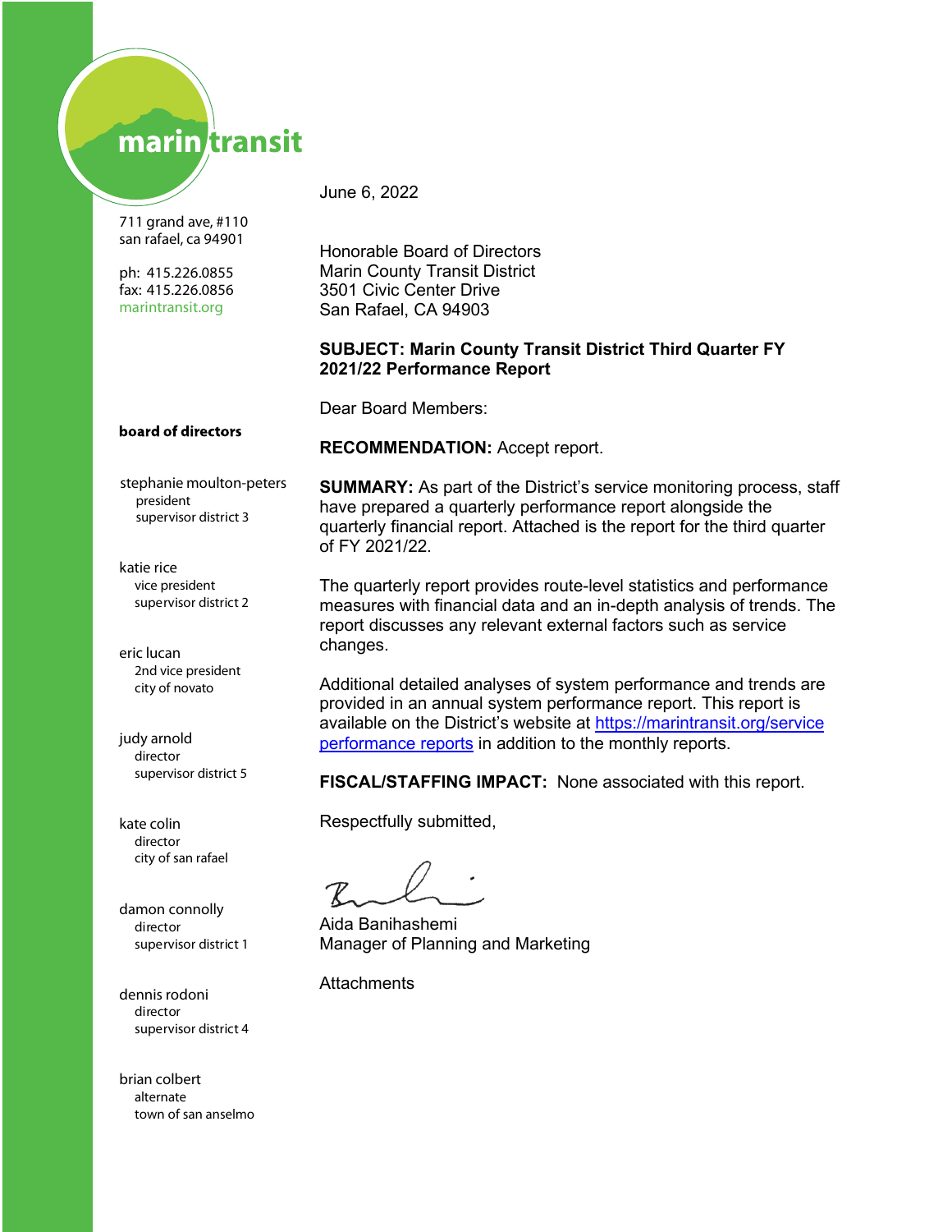marin transit

711 grand ave, #110
san rafael, ca 94901

ph: 415.226.0855
fax: 415.226.0856
marintransit.org

**board of directors**

stephanie moulton-peters
president
supervisor district 3

katie rice
vice president
supervisor district 2

eric lucan
2nd vice president
city of novato

judy arnold
director
supervisor district 5

kate colin
director
city of san rafael

damon connolly
director
supervisor district 1

dennis rodoni
director
supervisor district 4

brian colbert
alternate
town of san anselmo

June 6, 2022

Honorable Board of Directors
Marin County Transit District
3501 Civic Center Drive
San Rafael, CA 94903

**SUBJECT: Marin County Transit District Third Quarter FY 2021/22 Performance Report**

Dear Board Members:

**RECOMMENDATION:** Accept report.

**SUMMARY:** As part of the District's service monitoring process, staff have prepared a quarterly performance report alongside the quarterly financial report. Attached is the report for the third quarter of FY 2021/22.

The quarterly report provides route-level statistics and performance measures with financial data and an in-depth analysis of trends. The report discusses any relevant external factors such as service changes.

Additional detailed analyses of system performance and trends are provided in an annual system performance report. This report is available on the District's website at [https://marintransit.org/service performance reports](https://marintransit.org/service%20performance%20reports) in addition to the monthly reports.

**FISCAL/STAFFING IMPACT:** None associated with this report.

Respectfully submitted,

Aida Banihashemi
Manager of Planning and Marketing

Attachments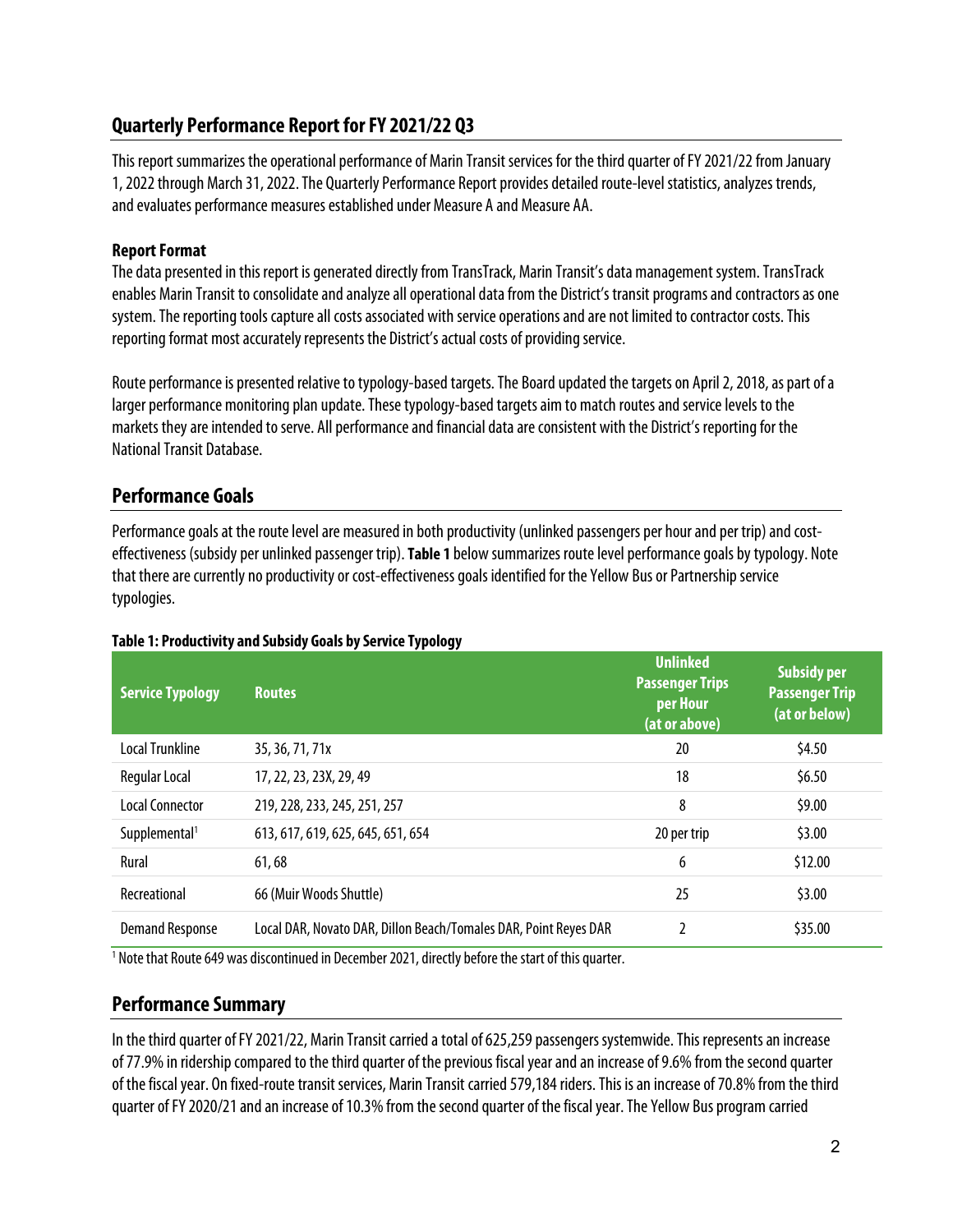## Quarterly Performance Report for FY 2021/22 Q3

This report summarizes the operational performance of Marin Transit services for the third quarter of FY 2021/22 from January 1, 2022 through March 31, 2022. The Quarterly Performance Report provides detailed route-level statistics, analyzes trends, and evaluates performance measures established under Measure A and Measure AA.

### Report Format

The data presented in this report is generated directly from TransTrack, Marin Transit's data management system. TransTrack enables Marin Transit to consolidate and analyze all operational data from the District's transit programs and contractors as one system. The reporting tools capture all costs associated with service operations and are not limited to contractor costs. This reporting format most accurately represents the District's actual costs of providing service.

Route performance is presented relative to typology-based targets. The Board updated the targets on April 2, 2018, as part of a larger performance monitoring plan update. These typology-based targets aim to match routes and service levels to the markets they are intended to serve. All performance and financial data are consistent with the District's reporting for the National Transit Database.

## Performance Goals

Performance goals at the route level are measured in both productivity (unlinked passengers per hour and per trip) and cost-effectiveness (subsidy per unlinked passenger trip). **Table 1** below summarizes route level performance goals by typology. Note that there are currently no productivity or cost-effectiveness goals identified for the Yellow Bus or Partnership service typologies.

**Table 1: Productivity and Subsidy Goals by Service Typology**

| Service Typology | Routes | Unlinked Passenger Trips per Hour (at or above) | Subsidy per Passenger Trip (at or below) |
| --- | --- | --- | --- |
| Local Trunkline | 35, 36, 71, 71x | 20 | $4.50 |
| Regular Local | 17, 22, 23, 23X, 29, 49 | 18 | $6.50 |
| Local Connector | 219, 228, 233, 245, 251, 257 | 8 | $9.00 |
| Supplemental[1] | 613, 617, 619, 625, 645, 651, 654 | 20 per trip | $3.00 |
| Rural | 61, 68 | 6 | $12.00 |
| Recreational | 66 (Muir Woods Shuttle) | 25 | $3.00 |
| Demand Response | Local DAR, Novato DAR, Dillon Beach/Tomales DAR, Point Reyes DAR | 2 | $35.00 |

[1] Note that Route 649 was discontinued in December 2021, directly before the start of this quarter.

## Performance Summary

In the third quarter of FY 2021/22, Marin Transit carried a total of 625,259 passengers systemwide. This represents an increase of 77.9% in ridership compared to the third quarter of the previous fiscal year and an increase of 9.6% from the second quarter of the fiscal year. On fixed-route transit services, Marin Transit carried 579,184 riders. This is an increase of 70.8% from the third quarter of FY 2020/21 and an increase of 10.3% from the second quarter of the fiscal year. The Yellow Bus program carried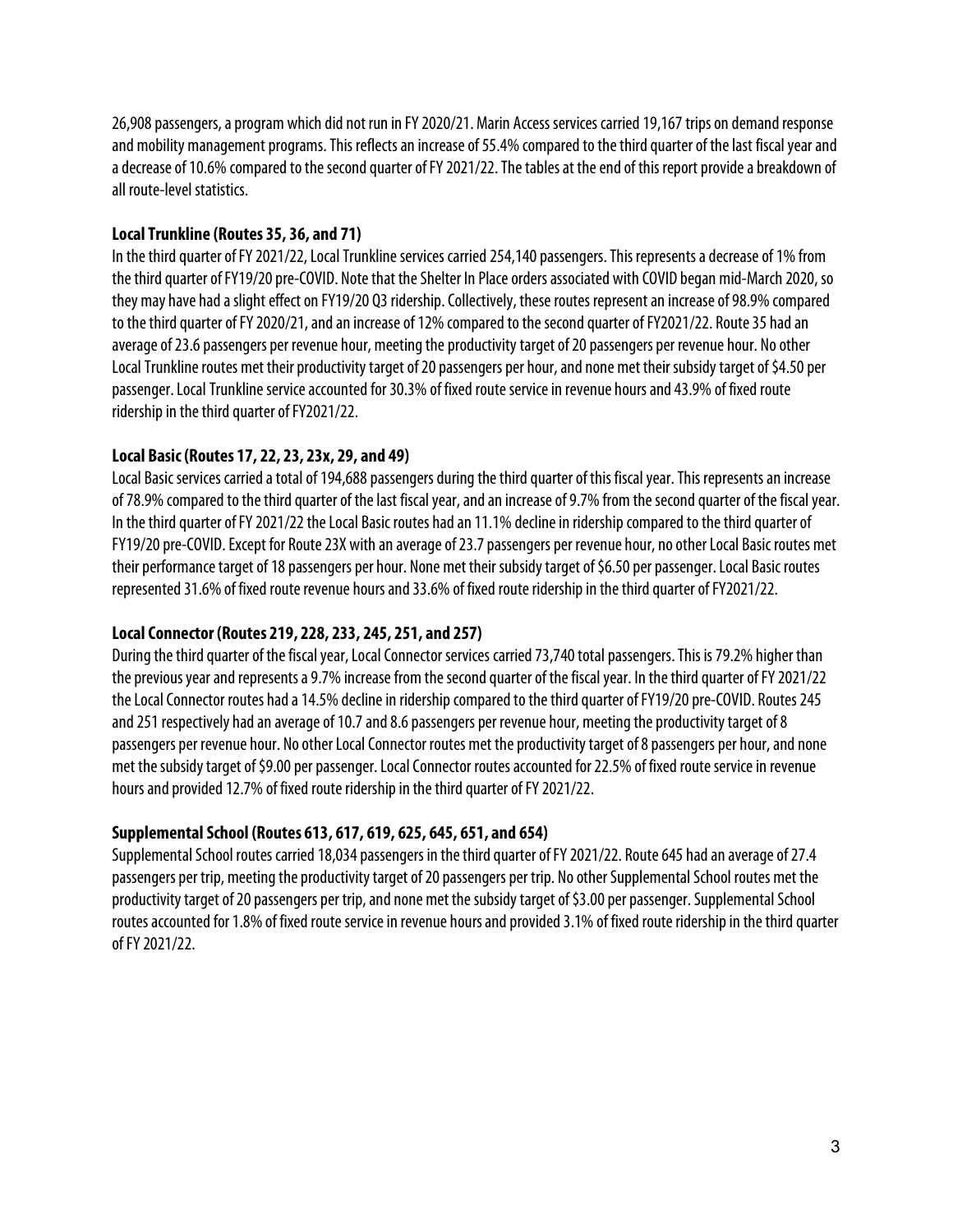26,908 passengers, a program which did not run in FY 2020/21. Marin Access services carried 19,167 trips on demand response and mobility management programs. This reflects an increase of 55.4% compared to the third quarter of the last fiscal year and a decrease of 10.6% compared to the second quarter of FY 2021/22. The tables at the end of this report provide a breakdown of all route-level statistics.

**Local Trunkline (Routes 35, 36, and 71)**

In the third quarter of FY 2021/22, Local Trunkline services carried 254,140 passengers. This represents a decrease of 1% from the third quarter of FY19/20 pre-COVID. Note that the Shelter In Place orders associated with COVID began mid-March 2020, so they may have had a slight effect on FY19/20 Q3 ridership. Collectively, these routes represent an increase of 98.9% compared to the third quarter of FY 2020/21, and an increase of 12% compared to the second quarter of FY2021/22. Route 35 had an average of 23.6 passengers per revenue hour, meeting the productivity target of 20 passengers per revenue hour. No other Local Trunkline routes met their productivity target of 20 passengers per hour, and none met their subsidy target of $4.50 per passenger. Local Trunkline service accounted for 30.3% of fixed route service in revenue hours and 43.9% of fixed route ridership in the third quarter of FY2021/22.

**Local Basic (Routes 17, 22, 23, 23x, 29, and 49)**

Local Basic services carried a total of 194,688 passengers during the third quarter of this fiscal year. This represents an increase of 78.9% compared to the third quarter of the last fiscal year, and an increase of 9.7% from the second quarter of the fiscal year. In the third quarter of FY 2021/22 the Local Basic routes had an 11.1% decline in ridership compared to the third quarter of FY19/20 pre-COVID. Except for Route 23X with an average of 23.7 passengers per revenue hour, no other Local Basic routes met their performance target of 18 passengers per hour. None met their subsidy target of $6.50 per passenger. Local Basic routes represented 31.6% of fixed route revenue hours and 33.6% of fixed route ridership in the third quarter of FY2021/22.

**Local Connector (Routes 219, 228, 233, 245, 251, and 257)**

During the third quarter of the fiscal year, Local Connector services carried 73,740 total passengers. This is 79.2% higher than the previous year and represents a 9.7% increase from the second quarter of the fiscal year. In the third quarter of FY 2021/22 the Local Connector routes had a 14.5% decline in ridership compared to the third quarter of FY19/20 pre-COVID. Routes 245 and 251 respectively had an average of 10.7 and 8.6 passengers per revenue hour, meeting the productivity target of 8 passengers per revenue hour. No other Local Connector routes met the productivity target of 8 passengers per hour, and none met the subsidy target of $9.00 per passenger. Local Connector routes accounted for 22.5% of fixed route service in revenue hours and provided 12.7% of fixed route ridership in the third quarter of FY 2021/22.

**Supplemental School (Routes 613, 617, 619, 625, 645, 651, and 654)**

Supplemental School routes carried 18,034 passengers in the third quarter of FY 2021/22. Route 645 had an average of 27.4 passengers per trip, meeting the productivity target of 20 passengers per trip. No other Supplemental School routes met the productivity target of 20 passengers per trip, and none met the subsidy target of $3.00 per passenger. Supplemental School routes accounted for 1.8% of fixed route service in revenue hours and provided 3.1% of fixed route ridership in the third quarter of FY 2021/22.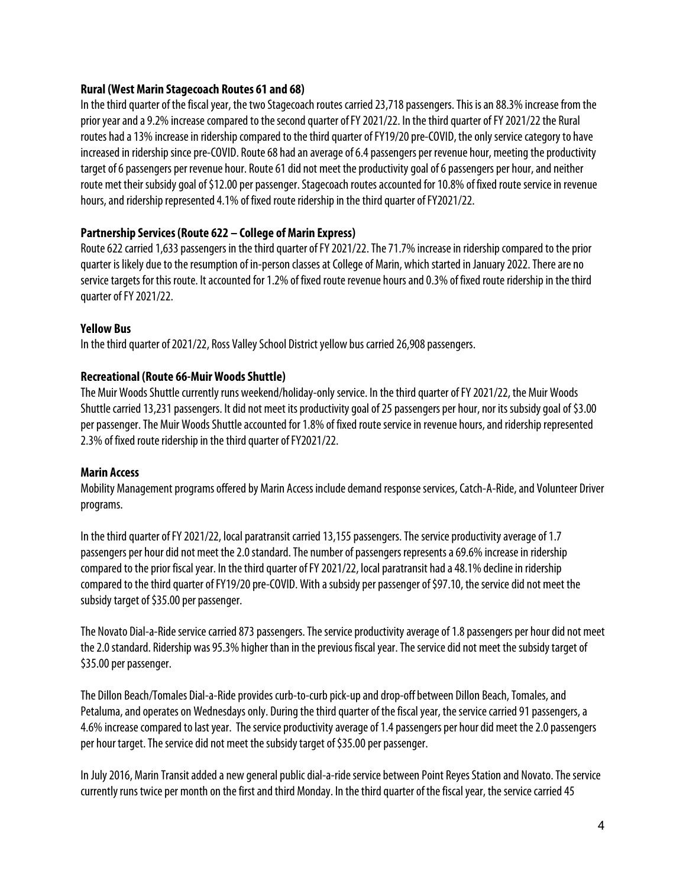**Rural (West Marin Stagecoach Routes 61 and 68)**

In the third quarter of the fiscal year, the two Stagecoach routes carried 23,718 passengers. This is an 88.3% increase from the prior year and a 9.2% increase compared to the second quarter of FY 2021/22. In the third quarter of FY 2021/22 the Rural routes had a 13% increase in ridership compared to the third quarter of FY19/20 pre-COVID, the only service category to have increased in ridership since pre-COVID. Route 68 had an average of 6.4 passengers per revenue hour, meeting the productivity target of 6 passengers per revenue hour. Route 61 did not meet the productivity goal of 6 passengers per hour, and neither route met their subsidy goal of $12.00 per passenger. Stagecoach routes accounted for 10.8% of fixed route service in revenue hours, and ridership represented 4.1% of fixed route ridership in the third quarter of FY2021/22.

**Partnership Services (Route 622 – College of Marin Express)**

Route 622 carried 1,633 passengers in the third quarter of FY 2021/22. The 71.7% increase in ridership compared to the prior quarter is likely due to the resumption of in-person classes at College of Marin, which started in January 2022. There are no service targets for this route. It accounted for 1.2% of fixed route revenue hours and 0.3% of fixed route ridership in the third quarter of FY 2021/22.

**Yellow Bus**

In the third quarter of 2021/22, Ross Valley School District yellow bus carried 26,908 passengers.

**Recreational (Route 66-Muir Woods Shuttle)**

The Muir Woods Shuttle currently runs weekend/holiday-only service. In the third quarter of FY 2021/22, the Muir Woods Shuttle carried 13,231 passengers. It did not meet its productivity goal of 25 passengers per hour, nor its subsidy goal of $3.00 per passenger. The Muir Woods Shuttle accounted for 1.8% of fixed route service in revenue hours, and ridership represented 2.3% of fixed route ridership in the third quarter of FY2021/22.

**Marin Access**

Mobility Management programs offered by Marin Access include demand response services, Catch-A-Ride, and Volunteer Driver programs.

In the third quarter of FY 2021/22, local paratransit carried 13,155 passengers. The service productivity average of 1.7 passengers per hour did not meet the 2.0 standard. The number of passengers represents a 69.6% increase in ridership compared to the prior fiscal year. In the third quarter of FY 2021/22, local paratransit had a 48.1% decline in ridership compared to the third quarter of FY19/20 pre-COVID. With a subsidy per passenger of $97.10, the service did not meet the subsidy target of $35.00 per passenger.

The Novato Dial-a-Ride service carried 873 passengers. The service productivity average of 1.8 passengers per hour did not meet the 2.0 standard. Ridership was 95.3% higher than in the previous fiscal year. The service did not meet the subsidy target of $35.00 per passenger.

The Dillon Beach/Tomales Dial-a-Ride provides curb-to-curb pick-up and drop-off between Dillon Beach, Tomales, and Petaluma, and operates on Wednesdays only. During the third quarter of the fiscal year, the service carried 91 passengers, a 4.6% increase compared to last year. The service productivity average of 1.4 passengers per hour did meet the 2.0 passengers per hour target. The service did not meet the subsidy target of $35.00 per passenger.

In July 2016, Marin Transit added a new general public dial-a-ride service between Point Reyes Station and Novato. The service currently runs twice per month on the first and third Monday. In the third quarter of the fiscal year, the service carried 45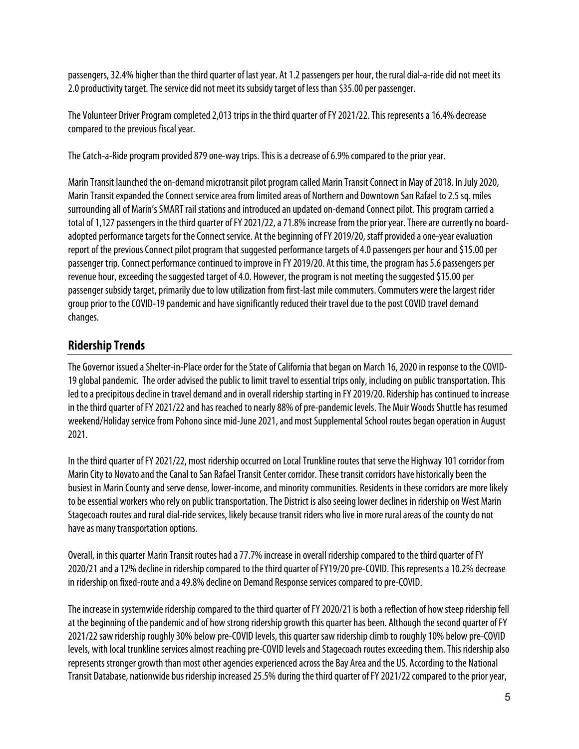passengers, 32.4% higher than the third quarter of last year. At 1.2 passengers per hour, the rural dial-a-ride did not meet its 2.0 productivity target. The service did not meet its subsidy target of less than $35.00 per passenger.

The Volunteer Driver Program completed 2,013 trips in the third quarter of FY 2021/22. This represents a 16.4% decrease compared to the previous fiscal year.

The Catch-a-Ride program provided 879 one-way trips. This is a decrease of 6.9% compared to the prior year.

Marin Transit launched the on-demand microtransit pilot program called Marin Transit Connect in May of 2018. In July 2020, Marin Transit expanded the Connect service area from limited areas of Northern and Downtown San Rafael to 2.5 sq. miles surrounding all of Marin's SMART rail stations and introduced an updated on-demand Connect pilot. This program carried a total of 1,127 passengers in the third quarter of FY 2021/22, a 71.8% increase from the prior year. There are currently no board-adopted performance targets for the Connect service. At the beginning of FY 2019/20, staff provided a one-year evaluation report of the previous Connect pilot program that suggested performance targets of 4.0 passengers per hour and $15.00 per passenger trip. Connect performance continued to improve in FY 2019/20. At this time, the program has 5.6 passengers per revenue hour, exceeding the suggested target of 4.0. However, the program is not meeting the suggested $15.00 per passenger subsidy target, primarily due to low utilization from first-last mile commuters. Commuters were the largest rider group prior to the COVID-19 pandemic and have significantly reduced their travel due to the post COVID travel demand changes.

## Ridership Trends

The Governor issued a Shelter-in-Place order for the State of California that began on March 16, 2020 in response to the COVID-19 global pandemic. The order advised the public to limit travel to essential trips only, including on public transportation. This led to a precipitous decline in travel demand and in overall ridership starting in FY 2019/20. Ridership has continued to increase in the third quarter of FY 2021/22 and has reached to nearly 88% of pre-pandemic levels. The Muir Woods Shuttle has resumed weekend/Holiday service from Pohono since mid-June 2021, and most Supplemental School routes began operation in August 2021.

In the third quarter of FY 2021/22, most ridership occurred on Local Trunkline routes that serve the Highway 101 corridor from Marin City to Novato and the Canal to San Rafael Transit Center corridor. These transit corridors have historically been the busiest in Marin County and serve dense, lower-income, and minority communities. Residents in these corridors are more likely to be essential workers who rely on public transportation. The District is also seeing lower declines in ridership on West Marin Stagecoach routes and rural dial-ride services, likely because transit riders who live in more rural areas of the county do not have as many transportation options.

Overall, in this quarter Marin Transit routes had a 77.7% increase in overall ridership compared to the third quarter of FY 2020/21 and a 12% decline in ridership compared to the third quarter of FY19/20 pre-COVID. This represents a 10.2% decrease in ridership on fixed-route and a 49.8% decline on Demand Response services compared to pre-COVID.

The increase in systemwide ridership compared to the third quarter of FY 2020/21 is both a reflection of how steep ridership fell at the beginning of the pandemic and of how strong ridership growth this quarter has been. Although the second quarter of FY 2021/22 saw ridership roughly 30% below pre-COVID levels, this quarter saw ridership climb to roughly 10% below pre-COVID levels, with local trunkline services almost reaching pre-COVID levels and Stagecoach routes exceeding them. This ridership also represents stronger growth than most other agencies experienced across the Bay Area and the US. According to the National Transit Database, nationwide bus ridership increased 25.5% during the third quarter of FY 2021/22 compared to the prior year,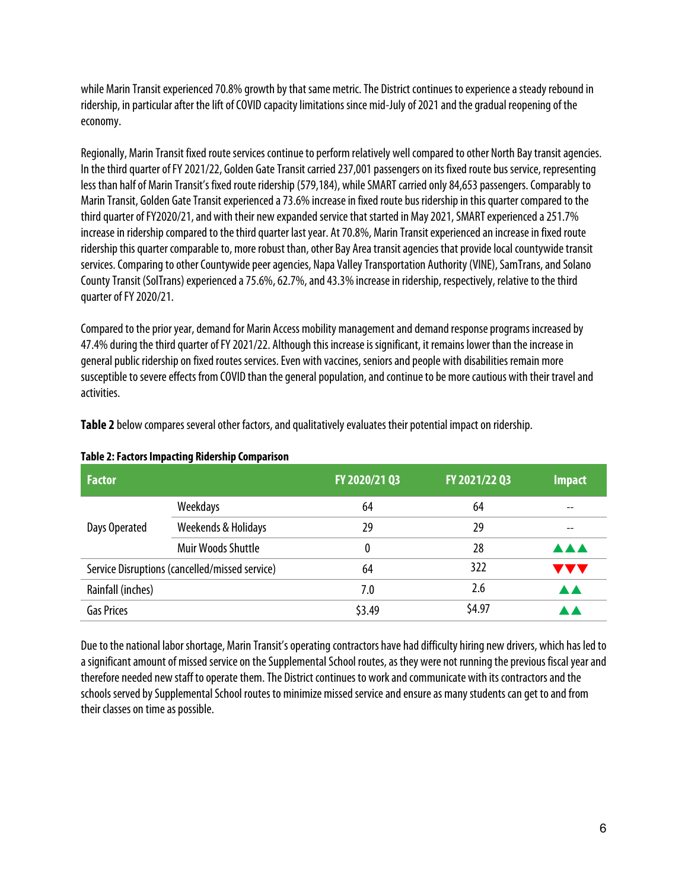while Marin Transit experienced 70.8% growth by that same metric. The District continues to experience a steady rebound in ridership, in particular after the lift of COVID capacity limitations since mid-July of 2021 and the gradual reopening of the economy.

Regionally, Marin Transit fixed route services continue to perform relatively well compared to other North Bay transit agencies. In the third quarter of FY 2021/22, Golden Gate Transit carried 237,001 passengers on its fixed route bus service, representing less than half of Marin Transit's fixed route ridership (579,184), while SMART carried only 84,653 passengers. Comparably to Marin Transit, Golden Gate Transit experienced a 73.6% increase in fixed route bus ridership in this quarter compared to the third quarter of FY2020/21, and with their new expanded service that started in May 2021, SMART experienced a 251.7% increase in ridership compared to the third quarter last year. At 70.8%, Marin Transit experienced an increase in fixed route ridership this quarter comparable to, more robust than, other Bay Area transit agencies that provide local countywide transit services. Comparing to other Countywide peer agencies, Napa Valley Transportation Authority (VINE), SamTrans, and Solano County Transit (SolTrans) experienced a 75.6%, 62.7%, and 43.3% increase in ridership, respectively, relative to the third quarter of FY 2020/21.

Compared to the prior year, demand for Marin Access mobility management and demand response programs increased by 47.4% during the third quarter of FY 2021/22. Although this increase is significant, it remains lower than the increase in general public ridership on fixed routes services. Even with vaccines, seniors and people with disabilities remain more susceptible to severe effects from COVID than the general population, and continue to be more cautious with their travel and activities.

**Table 2** below compares several other factors, and qualitatively evaluates their potential impact on ridership.

**Table 2: Factors Impacting Ridership Comparison**

| Factor | | FY 2020/21 Q3 | FY 2021/22 Q3 | Impact |
|---|---|---|---|---|
| Days Operated | Weekdays | 64 | 64 | -- |
| | Weekends & Holidays | 29 | 29 | -- |
| | Muir Woods Shuttle | 0 | 28 | ▲▲▲ |
| Service Disruptions (cancelled/missed service) | | 64 | 322 | ▼▼▼ |
| Rainfall (inches) | | 7.0 | 2.6 | ▲▲ |
| Gas Prices | | $3.49 | $4.97 | ▲▲ |

Due to the national labor shortage, Marin Transit's operating contractors have had difficulty hiring new drivers, which has led to a significant amount of missed service on the Supplemental School routes, as they were not running the previous fiscal year and therefore needed new staff to operate them. The District continues to work and communicate with its contractors and the schools served by Supplemental School routes to minimize missed service and ensure as many students can get to and from their classes on time as possible.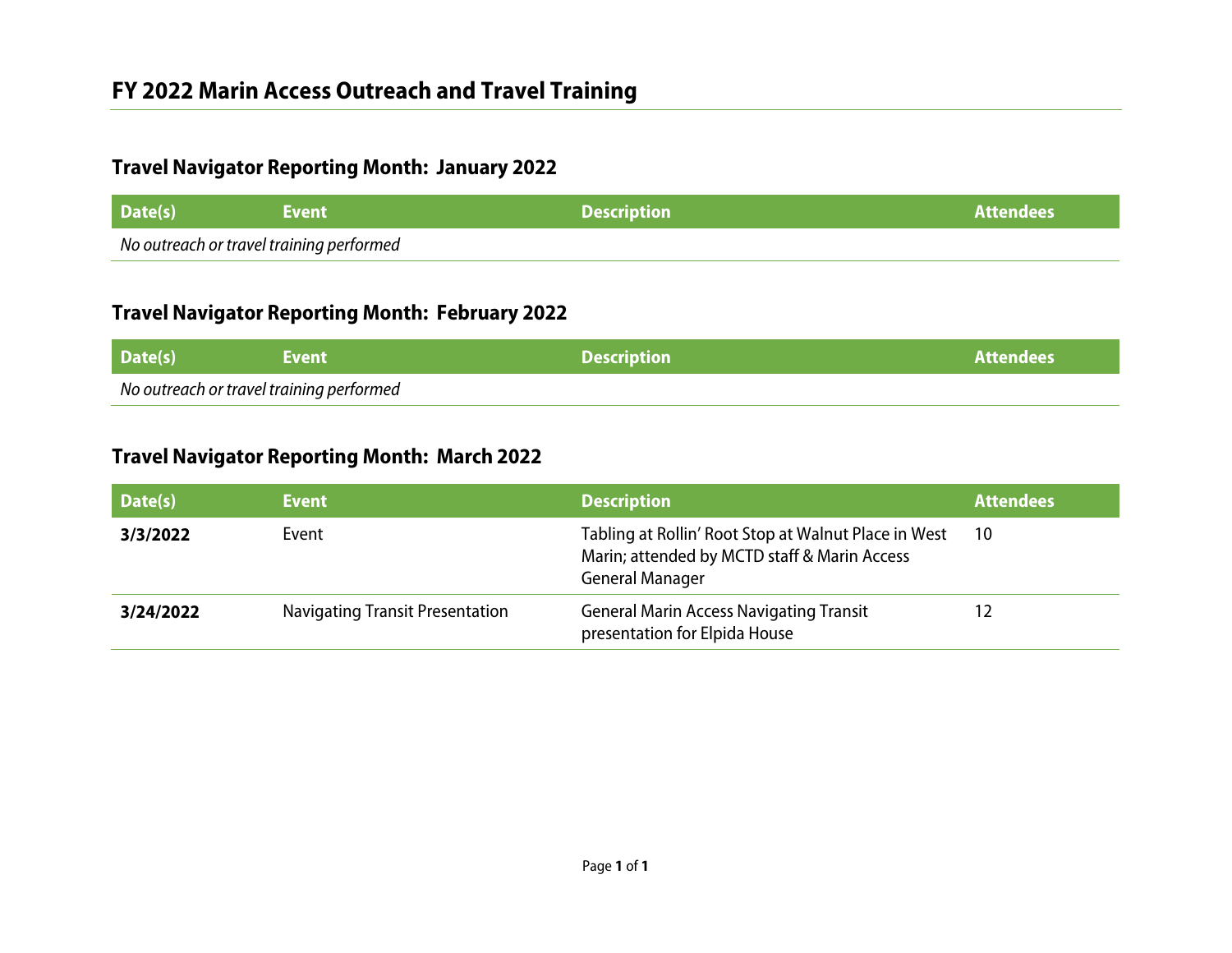# FY 2022 Marin Access Outreach and Travel Training

## Travel Navigator Reporting Month: January 2022

| Date(s) | Event | Description | Attendees |
|---|---|---|---|
| *No outreach or travel training performed* | | | |

## Travel Navigator Reporting Month: February 2022

| Date(s) | Event | Description | Attendees |
|---|---|---|---|
| *No outreach or travel training performed* | | | |

## Travel Navigator Reporting Month: March 2022

| Date(s) | Event | Description | Attendees |
|---|---|---|---|
| **3/3/2022** | Event | Tabling at Rollin' Root Stop at Walnut Place in West Marin; attended by MCTD staff & Marin Access General Manager | 10 |
| **3/24/2022** | Navigating Transit Presentation | General Marin Access Navigating Transit presentation for Elpida House | 12 |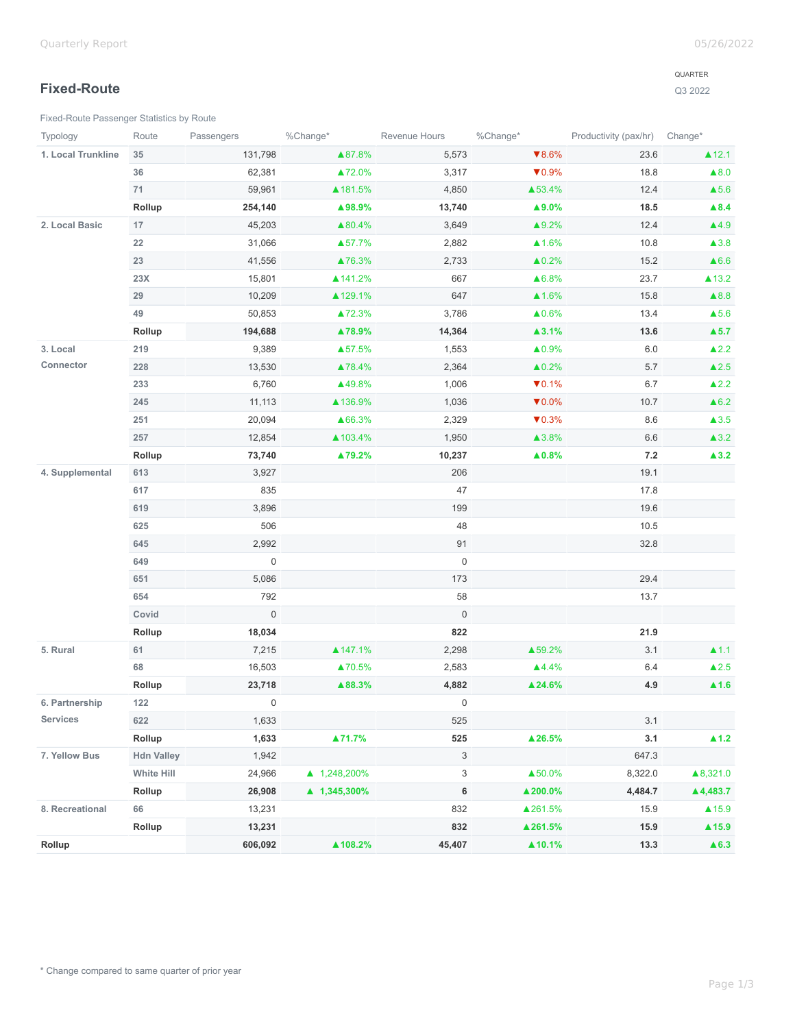## Fixed-Route

QUARTER

Q3 2022

Fixed-Route Passenger Statistics by Route

| Typology | Route | Passengers | %Change* | Revenue Hours | %Change* | Productivity (pax/hr) | Change* |
|---|---|---|---|---|---|---|---|
| **1. Local Trunkline** | 35 | 131,798 | ▲87.8% | 5,573 | ▼8.6% | 23.6 | ▲12.1 |
| | 36 | 62,381 | ▲72.0% | 3,317 | ▼0.9% | 18.8 | ▲8.0 |
| | 71 | 59,961 | ▲181.5% | 4,850 | ▲53.4% | 12.4 | ▲5.6 |
| | **Rollup** | **254,140** | **▲98.9%** | **13,740** | **▲9.0%** | **18.5** | **▲8.4** |
| **2. Local Basic** | 17 | 45,203 | ▲80.4% | 3,649 | ▲9.2% | 12.4 | ▲4.9 |
| | 22 | 31,066 | ▲57.7% | 2,882 | ▲1.6% | 10.8 | ▲3.8 |
| | 23 | 41,556 | ▲76.3% | 2,733 | ▲0.2% | 15.2 | ▲6.6 |
| | 23X | 15,801 | ▲141.2% | 667 | ▲6.8% | 23.7 | ▲13.2 |
| | 29 | 10,209 | ▲129.1% | 647 | ▲1.6% | 15.8 | ▲8.8 |
| | 49 | 50,853 | ▲72.3% | 3,786 | ▲0.6% | 13.4 | ▲5.6 |
| | **Rollup** | **194,688** | **▲78.9%** | **14,364** | **▲3.1%** | **13.6** | **▲5.7** |
| **3. Local Connector** | 219 | 9,389 | ▲57.5% | 1,553 | ▲0.9% | 6.0 | ▲2.2 |
| | 228 | 13,530 | ▲78.4% | 2,364 | ▲0.2% | 5.7 | ▲2.5 |
| | 233 | 6,760 | ▲49.8% | 1,006 | ▼0.1% | 6.7 | ▲2.2 |
| | 245 | 11,113 | ▲136.9% | 1,036 | ▼0.0% | 10.7 | ▲6.2 |
| | 251 | 20,094 | ▲66.3% | 2,329 | ▼0.3% | 8.6 | ▲3.5 |
| | 257 | 12,854 | ▲103.4% | 1,950 | ▲3.8% | 6.6 | ▲3.2 |
| | **Rollup** | **73,740** | **▲79.2%** | **10,237** | **▲0.8%** | **7.2** | **▲3.2** |
| **4. Supplemental** | 613 | 3,927 | | 206 | | 19.1 | |
| | 617 | 835 | | 47 | | 17.8 | |
| | 619 | 3,896 | | 199 | | 19.6 | |
| | 625 | 506 | | 48 | | 10.5 | |
| | 645 | 2,992 | | 91 | | 32.8 | |
| | 649 | 0 | | 0 | | | |
| | 651 | 5,086 | | 173 | | 29.4 | |
| | 654 | 792 | | 58 | | 13.7 | |
| | Covid | 0 | | 0 | | | |
| | **Rollup** | **18,034** | | **822** | | **21.9** | |
| **5. Rural** | 61 | 7,215 | ▲147.1% | 2,298 | ▲59.2% | 3.1 | ▲1.1 |
| | 68 | 16,503 | ▲70.5% | 2,583 | ▲4.4% | 6.4 | ▲2.5 |
| | **Rollup** | **23,718** | **▲88.3%** | **4,882** | **▲24.6%** | **4.9** | **▲1.6** |
| **6. Partnership Services** | 122 | 0 | | 0 | | | |
| | 622 | 1,633 | | 525 | | 3.1 | |
| | **Rollup** | **1,633** | **▲71.7%** | **525** | **▲26.5%** | **3.1** | **▲1.2** |
| **7. Yellow Bus** | Hdn Valley | 1,942 | | 3 | | 647.3 | |
| | White Hill | 24,966 | ▲ 1,248,200% | 3 | ▲50.0% | 8,322.0 | ▲8,321.0 |
| | **Rollup** | **26,908** | **▲ 1,345,300%** | **6** | **▲200.0%** | **4,484.7** | **▲4,483.7** |
| **8. Recreational** | 66 | 13,231 | | 832 | ▲261.5% | 15.9 | ▲15.9 |
| | **Rollup** | **13,231** | | **832** | **▲261.5%** | **15.9** | **▲15.9** |
| **Rollup** | | **606,092** | **▲108.2%** | **45,407** | **▲10.1%** | **13.3** | **▲6.3** |

* Change compared to same quarter of prior year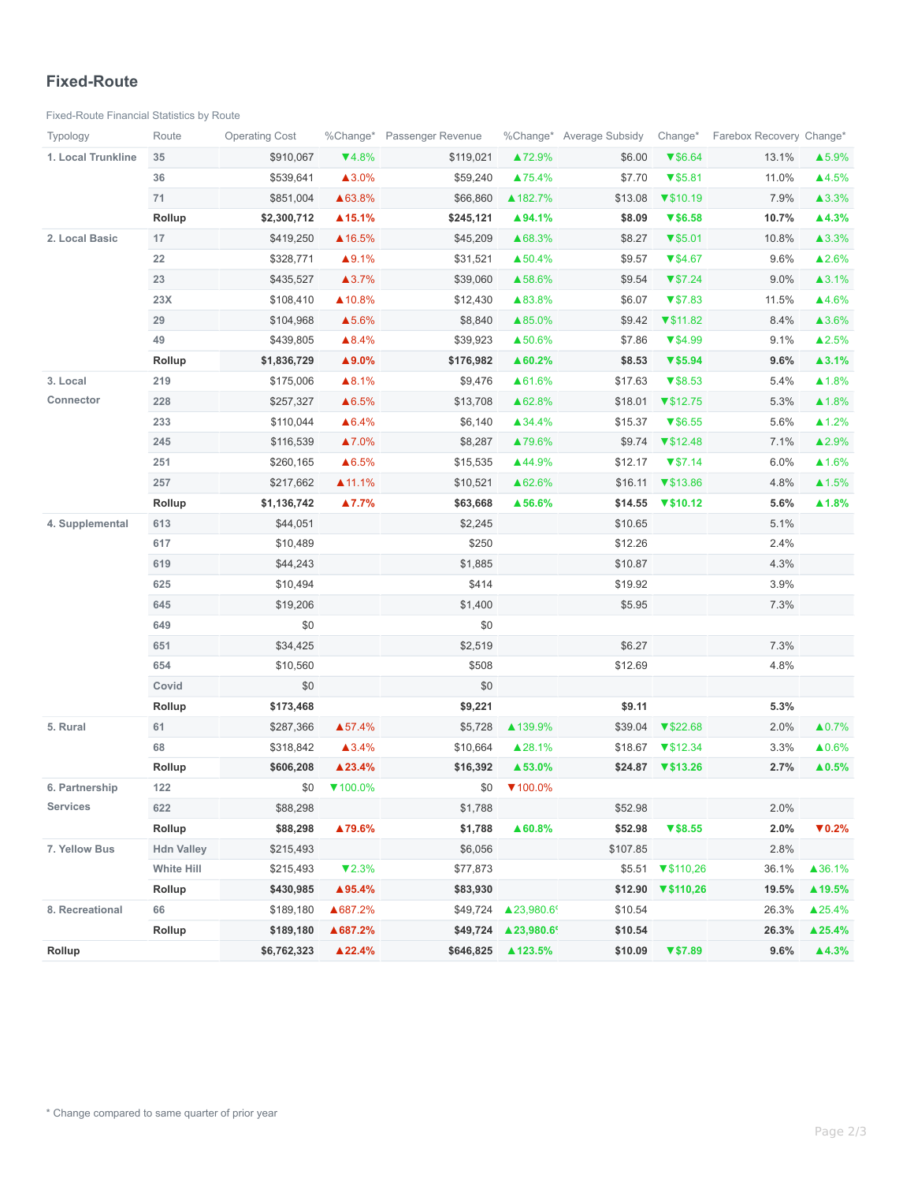# Fixed-Route

Fixed-Route Financial Statistics by Route

| Typology | Route | Operating Cost | %Change* | Passenger Revenue | %Change* | Average Subsidy | Change* | Farebox Recovery | Change* |
|---|---|---|---|---|---|---|---|---|---|
| **1. Local Trunkline** | 35 | $910,067 | ▼4.8% | $119,021 | ▲72.9% | $6.00 | ▼$6.64 | 13.1% | ▲5.9% |
| | 36 | $539,641 | ▲3.0% | $59,240 | ▲75.4% | $7.70 | ▼$5.81 | 11.0% | ▲4.5% |
| | 71 | $851,004 | ▲63.8% | $66,860 | ▲182.7% | $13.08 | ▼$10.19 | 7.9% | ▲3.3% |
| | **Rollup** | **$2,300,712** | **▲15.1%** | **$245,121** | **▲94.1%** | **$8.09** | **▼$6.58** | **10.7%** | **▲4.3%** |
| **2. Local Basic** | 17 | $419,250 | ▲16.5% | $45,209 | ▲68.3% | $8.27 | ▼$5.01 | 10.8% | ▲3.3% |
| | 22 | $328,771 | ▲9.1% | $31,521 | ▲50.4% | $9.57 | ▼$4.67 | 9.6% | ▲2.6% |
| | 23 | $435,527 | ▲3.7% | $39,060 | ▲58.6% | $9.54 | ▼$7.24 | 9.0% | ▲3.1% |
| | 23X | $108,410 | ▲10.8% | $12,430 | ▲83.8% | $6.07 | ▼$7.83 | 11.5% | ▲4.6% |
| | 29 | $104,968 | ▲5.6% | $8,840 | ▲85.0% | $9.42 | ▼$11.82 | 8.4% | ▲3.6% |
| | 49 | $439,805 | ▲8.4% | $39,923 | ▲50.6% | $7.86 | ▼$4.99 | 9.1% | ▲2.5% |
| | **Rollup** | **$1,836,729** | **▲9.0%** | **$176,982** | **▲60.2%** | **$8.53** | **▼$5.94** | **9.6%** | **▲3.1%** |
| **3. Local Connector** | 219 | $175,006 | ▲8.1% | $9,476 | ▲61.6% | $17.63 | ▼$8.53 | 5.4% | ▲1.8% |
| | 228 | $257,327 | ▲6.5% | $13,708 | ▲62.8% | $18.01 | ▼$12.75 | 5.3% | ▲1.8% |
| | 233 | $110,044 | ▲6.4% | $6,140 | ▲34.4% | $15.37 | ▼$6.55 | 5.6% | ▲1.2% |
| | 245 | $116,539 | ▲7.0% | $8,287 | ▲79.6% | $9.74 | ▼$12.48 | 7.1% | ▲2.9% |
| | 251 | $260,165 | ▲6.5% | $15,535 | ▲44.9% | $12.17 | ▼$7.14 | 6.0% | ▲1.6% |
| | 257 | $217,662 | ▲11.1% | $10,521 | ▲62.6% | $16.11 | ▼$13.86 | 4.8% | ▲1.5% |
| | **Rollup** | **$1,136,742** | **▲7.7%** | **$63,668** | **▲56.6%** | **$14.55** | **▼$10.12** | **5.6%** | **▲1.8%** |
| **4. Supplemental** | 613 | $44,051 | | $2,245 | | $10.65 | | 5.1% | |
| | 617 | $10,489 | | $250 | | $12.26 | | 2.4% | |
| | 619 | $44,243 | | $1,885 | | $10.87 | | 4.3% | |
| | 625 | $10,494 | | $414 | | $19.92 | | 3.9% | |
| | 645 | $19,206 | | $1,400 | | $5.95 | | 7.3% | |
| | 649 | $0 | | $0 | | | | | |
| | 651 | $34,425 | | $2,519 | | $6.27 | | 7.3% | |
| | 654 | $10,560 | | $508 | | $12.69 | | 4.8% | |
| | Covid | $0 | | $0 | | | | | |
| | **Rollup** | **$173,468** | | **$9,221** | | **$9.11** | | **5.3%** | |
| **5. Rural** | 61 | $287,366 | ▲57.4% | $5,728 | ▲139.9% | $39.04 | ▼$22.68 | 2.0% | ▲0.7% |
| | 68 | $318,842 | ▲3.4% | $10,664 | ▲28.1% | $18.67 | ▼$12.34 | 3.3% | ▲0.6% |
| | **Rollup** | **$606,208** | **▲23.4%** | **$16,392** | **▲53.0%** | **$24.87** | **▼$13.26** | **2.7%** | **▲0.5%** |
| **6. Partnership Services** | 122 | $0 | ▼100.0% | $0 | ▼100.0% | | | | |
| | 622 | $88,298 | | $1,788 | | $52.98 | | 2.0% | |
| | **Rollup** | **$88,298** | **▲79.6%** | **$1,788** | **▲60.8%** | **$52.98** | **▼$8.55** | **2.0%** | **▼0.2%** |
| **7. Yellow Bus** | Hdn Valley | $215,493 | | $6,056 | | $107.85 | | 2.8% | |
| | White Hill | $215,493 | ▼2.3% | $77,873 | | $5.51 | ▼$110,26 | 36.1% | ▲36.1% |
| | **Rollup** | **$430,985** | **▲95.4%** | **$83,930** | | **$12.90** | **▼$110,26** | **19.5%** | **▲19.5%** |
| **8. Recreational** | 66 | $189,180 | ▲687.2% | $49,724 | ▲23,980.6% | $10.54 | | 26.3% | ▲25.4% |
| | **Rollup** | **$189,180** | **▲687.2%** | **$49,724** | **▲23,980.6%** | **$10.54** | | **26.3%** | **▲25.4%** |
| **Rollup** | | **$6,762,323** | **▲22.4%** | **$646,825** | **▲123.5%** | **$10.09** | **▼$7.89** | **9.6%** | **▲4.3%** |

\* Change compared to same quarter of prior year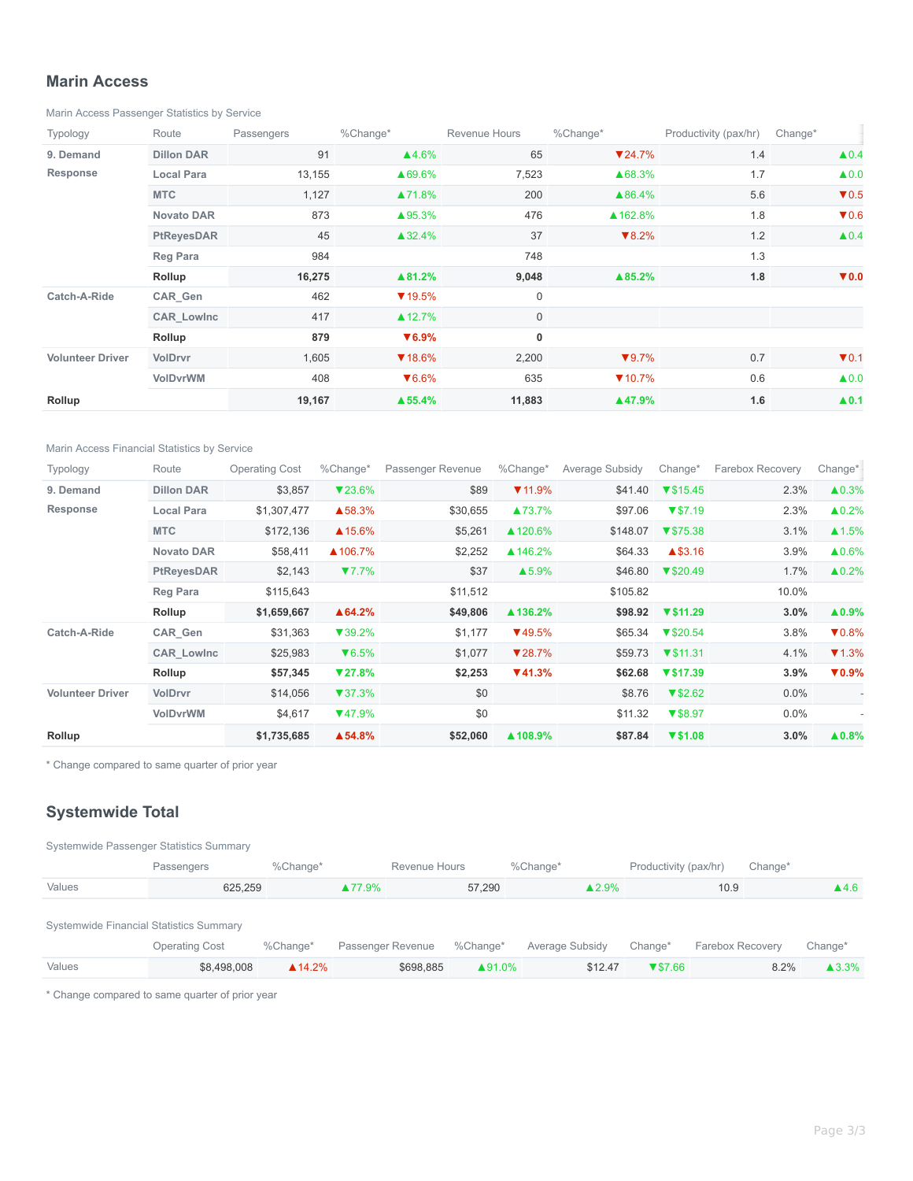## Marin Access

Marin Access Passenger Statistics by Service

| Typology | Route | Passengers | %Change* | Revenue Hours | %Change* | Productivity (pax/hr) | Change* |
|---|---|---|---|---|---|---|---|
| 9. Demand Response | Dillon DAR | 91 | ▲4.6% | 65 | ▼24.7% | 1.4 | ▲0.4 |
| | Local Para | 13,155 | ▲69.6% | 7,523 | ▲68.3% | 1.7 | ▲0.0 |
| | MTC | 1,127 | ▲71.8% | 200 | ▲86.4% | 5.6 | ▼0.5 |
| | Novato DAR | 873 | ▲95.3% | 476 | ▲162.8% | 1.8 | ▼0.6 |
| | PtReyesDAR | 45 | ▲32.4% | 37 | ▼8.2% | 1.2 | ▲0.4 |
| | Reg Para | 984 | | 748 | | 1.3 | |
| | **Rollup** | **16,275** | **▲81.2%** | **9,048** | **▲85.2%** | **1.8** | **▼0.0** |
| Catch-A-Ride | CAR_Gen | 462 | ▼19.5% | 0 | | | |
| | CAR_LowInc | 417 | ▲12.7% | 0 | | | |
| | **Rollup** | **879** | **▼6.9%** | **0** | | | |
| Volunteer Driver | VolDrvr | 1,605 | ▼18.6% | 2,200 | ▼9.7% | 0.7 | ▼0.1 |
| | VolDvrWM | 408 | ▼6.6% | 635 | ▼10.7% | 0.6 | ▲0.0 |
| **Rollup** | | **19,167** | **▲55.4%** | **11,883** | **▲47.9%** | **1.6** | **▲0.1** |

Marin Access Financial Statistics by Service

| Typology | Route | Operating Cost | %Change* | Passenger Revenue | %Change* | Average Subsidy | Change* | Farebox Recovery | Change* |
|---|---|---|---|---|---|---|---|---|---|
| 9. Demand Response | Dillon DAR | $3,857 | ▼23.6% | $89 | ▼11.9% | $41.40 | ▼$15.45 | 2.3% | ▲0.3% |
| | Local Para | $1,307,477 | ▲58.3% | $30,655 | ▲73.7% | $97.06 | ▼$7.19 | 2.3% | ▲0.2% |
| | MTC | $172,136 | ▲15.6% | $5,261 | ▲120.6% | $148.07 | ▼$75.38 | 3.1% | ▲1.5% |
| | Novato DAR | $58,411 | ▲106.7% | $2,252 | ▲146.2% | $64.33 | ▲$3.16 | 3.9% | ▲0.6% |
| | PtReyesDAR | $2,143 | ▼7.7% | $37 | ▲5.9% | $46.80 | ▼$20.49 | 1.7% | ▲0.2% |
| | Reg Para | $115,643 | | $11,512 | | $105.82 | | 10.0% | |
| | **Rollup** | **$1,659,667** | **▲64.2%** | **$49,806** | **▲136.2%** | **$98.92** | **▼$11.29** | **3.0%** | **▲0.9%** |
| Catch-A-Ride | CAR_Gen | $31,363 | ▼39.2% | $1,177 | ▼49.5% | $65.34 | ▼$20.54 | 3.8% | ▼0.8% |
| | CAR_LowInc | $25,983 | ▼6.5% | $1,077 | ▼28.7% | $59.73 | ▼$11.31 | 4.1% | ▼1.3% |
| | **Rollup** | **$57,345** | **▼27.8%** | **$2,253** | **▼41.3%** | **$62.68** | **▼$17.39** | **3.9%** | **▼0.9%** |
| Volunteer Driver | VolDrvr | $14,056 | ▼37.3% | $0 | | $8.76 | ▼$2.62 | 0.0% | - |
| | VolDvrWM | $4,617 | ▼47.9% | $0 | | $11.32 | ▼$8.97 | 0.0% | - |
| **Rollup** | | **$1,735,685** | **▲54.8%** | **$52,060** | **▲108.9%** | **$87.84** | **▼$1.08** | **3.0%** | **▲0.8%** |

* Change compared to same quarter of prior year

## Systemwide Total

Systemwide Passenger Statistics Summary

| | Passengers | %Change* | Revenue Hours | %Change* | Productivity (pax/hr) | Change* |
|---|---|---|---|---|---|---|
| Values | 625,259 | ▲77.9% | 57,290 | ▲2.9% | 10.9 | ▲4.6 |

Systemwide Financial Statistics Summary

| | Operating Cost | %Change* | Passenger Revenue | %Change* | Average Subsidy | Change* | Farebox Recovery | Change* |
|---|---|---|---|---|---|---|---|---|
| Values | $8,498,008 | ▲14.2% | $698,885 | ▲91.0% | $12.47 | ▼$7.66 | 8.2% | ▲3.3% |

* Change compared to same quarter of prior year